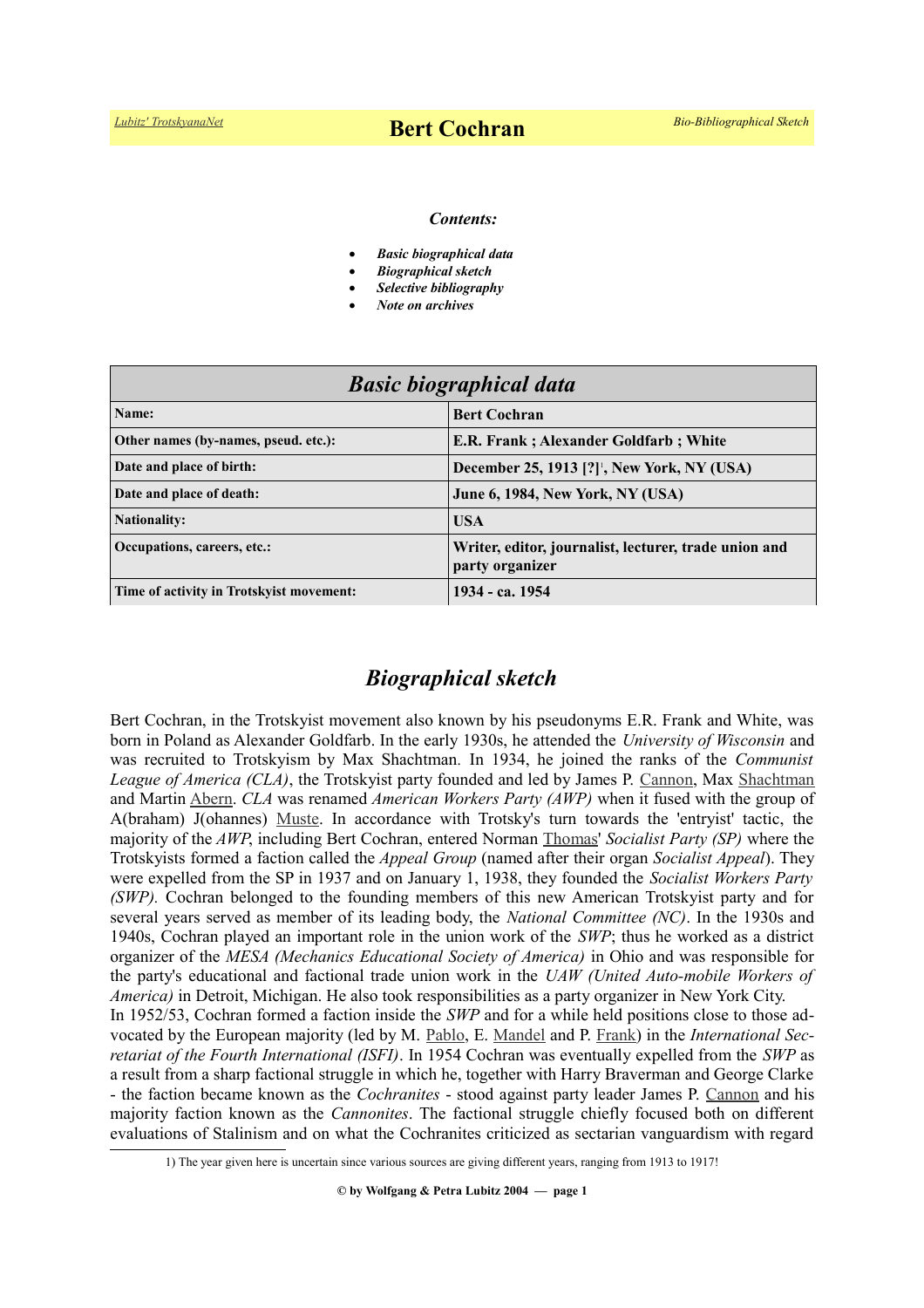# Bert Cochran

***Contents:***

- ***Basic biographical data***
- ***Biographical sketch***
- ***Selective bibliography***
- ***Note on archives***

| ***Basic biographical data*** | |
|---|---|
| **Name:** | **Bert Cochran** |
| **Other names (by-names, pseud. etc.):** | **E.R. Frank ; Alexander Goldfarb ; White** |
| **Date and place of birth:** | **December 25, 1913 [?][1], New York, NY (USA)** |
| **Date and place of death:** | **June 6, 1984, New York, NY (USA)** |
| **Nationality:** | **USA** |
| **Occupations, careers, etc.:** | **Writer, editor, journalist, lecturer, trade union and party organizer** |
| **Time of activity in Trotskyist movement:** | **1934 - ca. 1954** |

## *Biographical sketch*

Bert Cochran, in the Trotskyist movement also known by his pseudonyms E.R. Frank and White, was born in Poland as Alexander Goldfarb. In the early 1930s, he attended the *University of Wisconsin* and was recruited to Trotskyism by Max Shachtman. In 1934, he joined the ranks of the *Communist League of America (CLA)*, the Trotskyist party founded and led by James P. Cannon, Max Shachtman and Martin Abern. *CLA* was renamed *American Workers Party (AWP)* when it fused with the group of A(braham) J(ohannes) Muste. In accordance with Trotsky's turn towards the 'entryist' tactic, the majority of the *AWP*, including Bert Cochran, entered Norman Thomas' *Socialist Party (SP)* where the Trotskyists formed a faction called the *Appeal Group* (named after their organ *Socialist Appeal*). They were expelled from the SP in 1937 and on January 1, 1938, they founded the *Socialist Workers Party (SWP).* Cochran belonged to the founding members of this new American Trotskyist party and for several years served as member of its leading body, the *National Committee (NC)*. In the 1930s and 1940s, Cochran played an important role in the union work of the *SWP*; thus he worked as a district organizer of the *MESA (Mechanics Educational Society of America)* in Ohio and was responsible for the party's educational and factional trade union work in the *UAW (United Auto-mobile Workers of America)* in Detroit, Michigan. He also took responsibilities as a party organizer in New York City.

In 1952/53, Cochran formed a faction inside the *SWP* and for a while held positions close to those advocated by the European majority (led by M. Pablo, E. Mandel and P. Frank) in the *International Secretariat of the Fourth International (ISFI)*. In 1954 Cochran was eventually expelled from the *SWP* as a result from a sharp factional struggle in which he, together with Harry Braverman and George Clarke - the faction became known as the *Cochranites* - stood against party leader James P. Cannon and his majority faction known as the *Cannonites*. The factional struggle chiefly focused both on different evaluations of Stalinism and on what the Cochranites criticized as sectarian vanguardism with regard

1) The year given here is uncertain since various sources are giving different years, ranging from 1913 to 1917!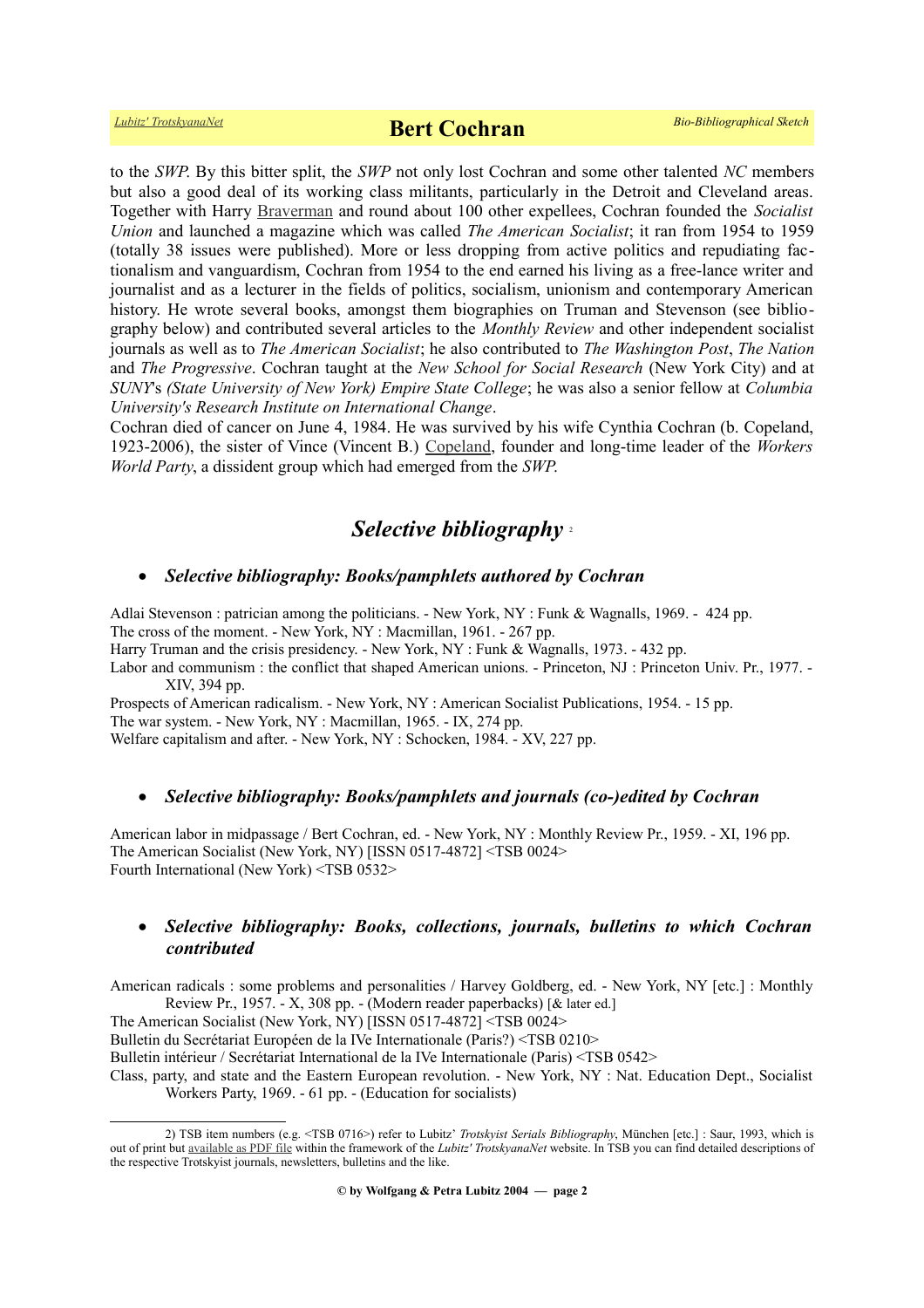to the *SWP*. By this bitter split, the *SWP* not only lost Cochran and some other talented *NC* members but also a good deal of its working class militants, particularly in the Detroit and Cleveland areas. Together with Harry Braverman and round about 100 other expellees, Cochran founded the *Socialist Union* and launched a magazine which was called *The American Socialist*; it ran from 1954 to 1959 (totally 38 issues were published). More or less dropping from active politics and repudiating factionalism and vanguardism, Cochran from 1954 to the end earned his living as a free-lance writer and journalist and as a lecturer in the fields of politics, socialism, unionism and contemporary American history. He wrote several books, amongst them biographies on Truman and Stevenson (see bibliography below) and contributed several articles to the *Monthly Review* and other independent socialist journals as well as to *The American Socialist*; he also contributed to *The Washington Post*, *The Nation* and *The Progressive*. Cochran taught at the *New School for Social Research* (New York City) and at *SUNY*'s *(State University of New York) Empire State College*; he was also a senior fellow at *Columbia University's Research Institute on International Change*.
Cochran died of cancer on June 4, 1984. He was survived by his wife Cynthia Cochran (b. Copeland, 1923-2006), the sister of Vince (Vincent B.) Copeland, founder and long-time leader of the *Workers World Party*, a dissident group which had emerged from the *SWP*.

## *Selective bibliography* [2]

- ***Selective bibliography: Books/pamphlets authored by Cochran***

Adlai Stevenson : patrician among the politicians. - New York, NY : Funk & Wagnalls, 1969. - 424 pp.
The cross of the moment. - New York, NY : Macmillan, 1961. - 267 pp.
Harry Truman and the crisis presidency. - New York, NY : Funk & Wagnalls, 1973. - 432 pp.
Labor and communism : the conflict that shaped American unions. - Princeton, NJ : Princeton Univ. Pr., 1977. - XIV, 394 pp.
Prospects of American radicalism. - New York, NY : American Socialist Publications, 1954. - 15 pp.
The war system. - New York, NY : Macmillan, 1965. - IX, 274 pp.
Welfare capitalism and after. - New York, NY : Schocken, 1984. - XV, 227 pp.

- ***Selective bibliography: Books/pamphlets and journals (co-)edited by Cochran***

American labor in midpassage / Bert Cochran, ed. - New York, NY : Monthly Review Pr., 1959. - XI, 196 pp.
The American Socialist (New York, NY) [ISSN 0517-4872] <TSB 0024>
Fourth International (New York) <TSB 0532>

- ***Selective bibliography: Books, collections, journals, bulletins to which Cochran contributed***

American radicals : some problems and personalities / Harvey Goldberg, ed. - New York, NY [etc.] : Monthly Review Pr., 1957. - X, 308 pp. - (Modern reader paperbacks) [& later ed.]
The American Socialist (New York, NY) [ISSN 0517-4872] <TSB 0024>
Bulletin du Secrétariat Européen de la IVe Internationale (Paris?) <TSB 0210>
Bulletin intérieur / Secrétariat International de la IVe Internationale (Paris) <TSB 0542>
Class, party, and state and the Eastern European revolution. - New York, NY : Nat. Education Dept., Socialist Workers Party, 1969. - 61 pp. - (Education for socialists)

2) TSB item numbers (e.g. <TSB 0716>) refer to Lubitz' *Trotskyist Serials Bibliography*, München [etc.] : Saur, 1993, which is out of print but available as PDF file within the framework of the *Lubitz' TrotskyanaNet* website. In TSB you can find detailed descriptions of the respective Trotskyist journals, newsletters, bulletins and the like.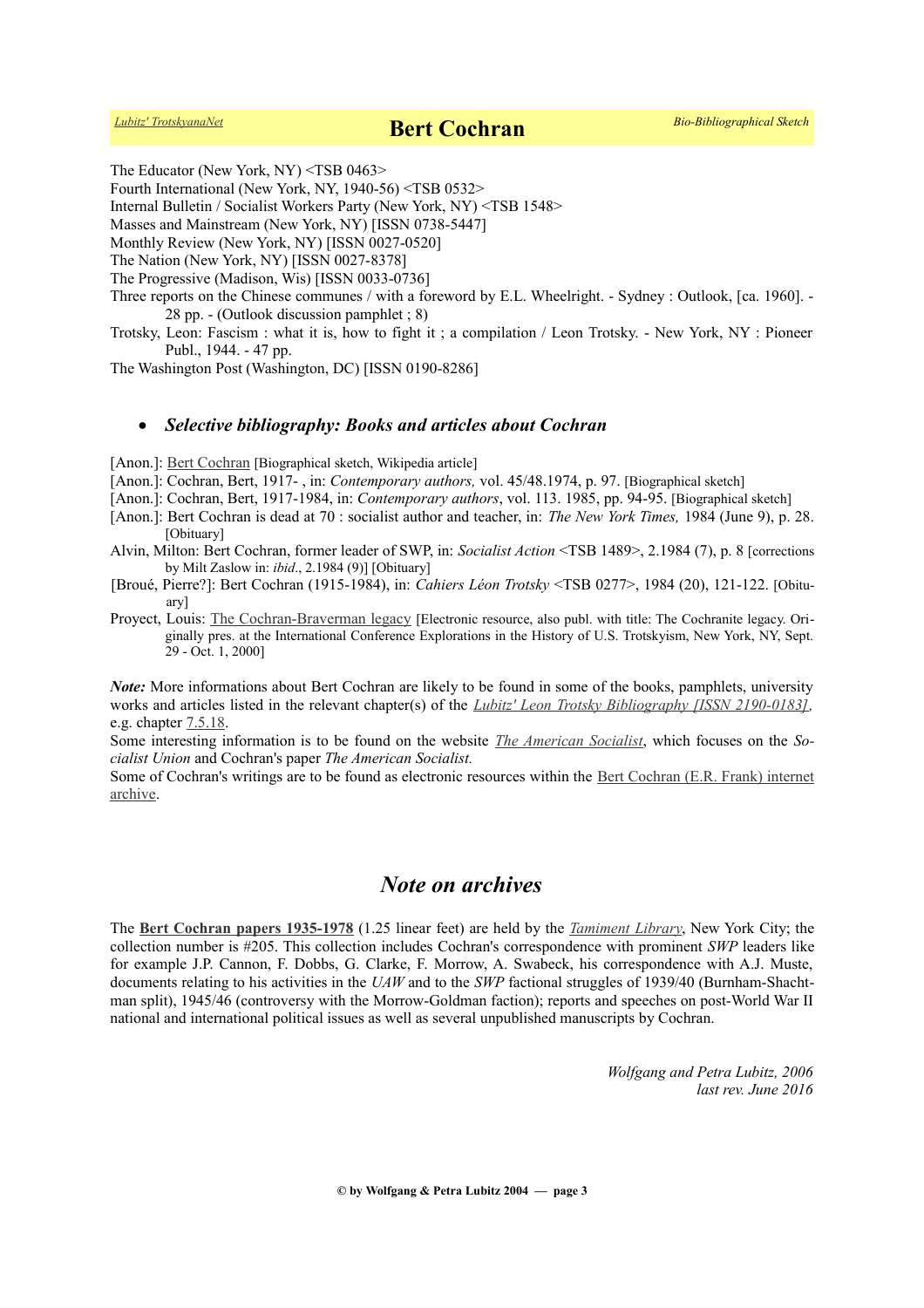The Educator (New York, NY) <TSB 0463>
Fourth International (New York, NY, 1940-56) <TSB 0532>
Internal Bulletin / Socialist Workers Party (New York, NY) <TSB 1548>
Masses and Mainstream (New York, NY) [ISSN 0738-5447]
Monthly Review (New York, NY) [ISSN 0027-0520]
The Nation (New York, NY) [ISSN 0027-8378]
The Progressive (Madison, Wis) [ISSN 0033-0736]
Three reports on the Chinese communes / with a foreword by E.L. Wheelright. - Sydney : Outlook, [ca. 1960]. - 28 pp. - (Outlook discussion pamphlet ; 8)
Trotsky, Leon: Fascism : what it is, how to fight it ; a compilation / Leon Trotsky. - New York, NY : Pioneer Publ., 1944. - 47 pp.
The Washington Post (Washington, DC) [ISSN 0190-8286]

- ***Selective bibliography: Books and articles about Cochran***

[Anon.]: Bert Cochran [Biographical sketch, Wikipedia article]
[Anon.]: Cochran, Bert, 1917- , in: *Contemporary authors,* vol. 45/48.1974, p. 97. [Biographical sketch]
[Anon.]: Cochran, Bert, 1917-1984, in: *Contemporary authors*, vol. 113. 1985, pp. 94-95. [Biographical sketch]
[Anon.]: Bert Cochran is dead at 70 : socialist author and teacher, in: *The New York Times,* 1984 (June 9), p. 28. [Obituary]
Alvin, Milton: Bert Cochran, former leader of SWP, in: *Socialist Action* <TSB 1489>, 2.1984 (7), p. 8 [corrections by Milt Zaslow in: *ibid*., 2.1984 (9)] [Obituary]
[Broué, Pierre?]: Bert Cochran (1915-1984), in: *Cahiers Léon Trotsky* <TSB 0277>, 1984 (20), 121-122. [Obituary]
Proyect, Louis: The Cochran-Braverman legacy [Electronic resource, also publ. with title: The Cochranite legacy. Originally pres. at the International Conference Explorations in the History of U.S. Trotskyism, New York, NY, Sept. 29 - Oct. 1, 2000]

***Note:*** More informations about Bert Cochran are likely to be found in some of the books, pamphlets, university works and articles listed in the relevant chapter(s) of the *Lubitz' Leon Trotsky Bibliography [ISSN 2190-0183]*, e.g. chapter 7.5.18.
Some interesting information is to be found on the website *The American Socialist*, which focuses on the *Socialist Union* and Cochran's paper *The American Socialist.*
Some of Cochran's writings are to be found as electronic resources within the Bert Cochran (E.R. Frank) internet archive.

## *Note on archives*

The **Bert Cochran papers 1935-1978** (1.25 linear feet) are held by the *Tamiment Library*, New York City; the collection number is #205. This collection includes Cochran's correspondence with prominent *SWP* leaders like for example J.P. Cannon, F. Dobbs, G. Clarke, F. Morrow, A. Swabeck, his correspondence with A.J. Muste, documents relating to his activities in the *UAW* and to the *SWP* factional struggles of 1939/40 (Burnham-Shachtman split), 1945/46 (controversy with the Morrow-Goldman faction); reports and speeches on post-World War II national and international political issues as well as several unpublished manuscripts by Cochran.

*Wolfgang and Petra Lubitz, 2006*
*last rev. June 2016*